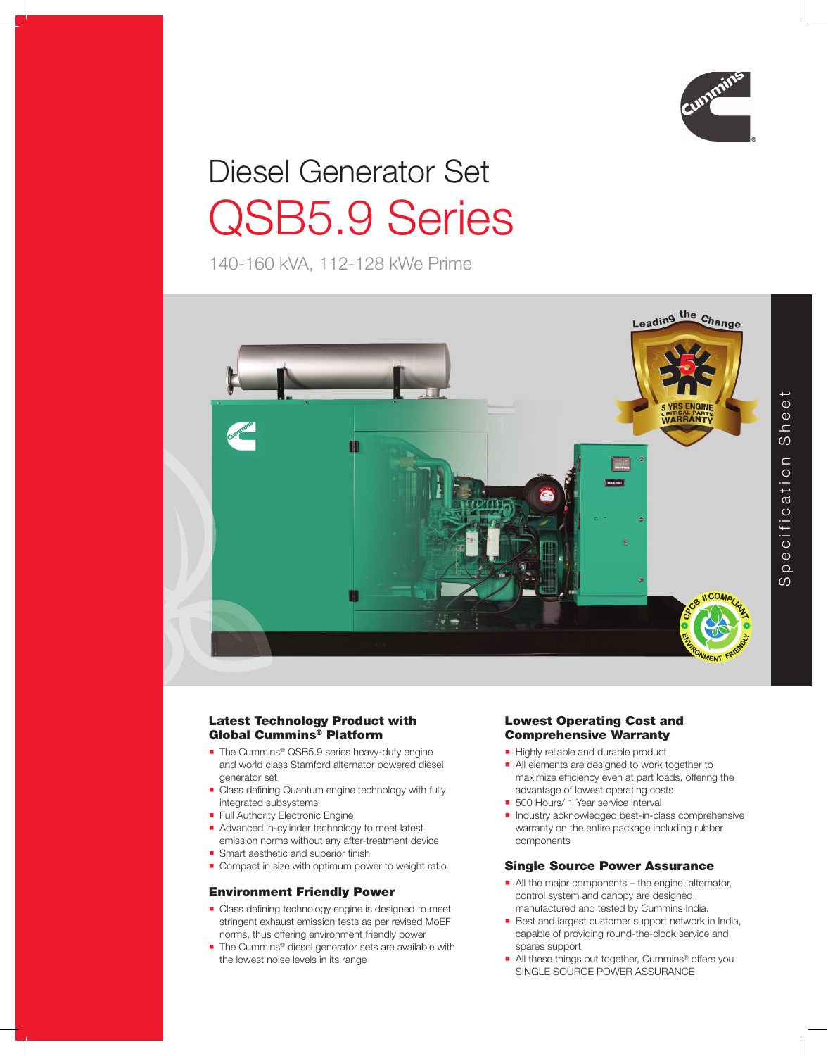# Diesel Generator Set

# QSB5.9 Series

140-160 kVA, 112-128 kWe Prime

Specification Sheet

## Latest Technology Product with Global Cummins® Platform

- The Cummins® QSB5.9 series heavy-duty engine and world class Stamford alternator powered diesel generator set
- Class defining Quantum engine technology with fully integrated subsystems
- Full Authority Electronic Engine
- Advanced in-cylinder technology to meet latest emission norms without any after-treatment device
- Smart aesthetic and superior finish
- Compact in size with optimum power to weight ratio

## Environment Friendly Power

- Class defining technology engine is designed to meet stringent exhaust emission tests as per revised MoEF norms, thus offering environment friendly power
- The Cummins® diesel generator sets are available with the lowest noise levels in its range

## Lowest Operating Cost and Comprehensive Warranty

- Highly reliable and durable product
- All elements are designed to work together to maximize efficiency even at part loads, offering the advantage of lowest operating costs.
- 500 Hours/ 1 Year service interval
- Industry acknowledged best-in-class comprehensive warranty on the entire package including rubber components

## Single Source Power Assurance

- All the major components – the engine, alternator, control system and canopy are designed, manufactured and tested by Cummins India.
- Best and largest customer support network in India, capable of providing round-the-clock service and spares support
- All these things put together, Cummins® offers you SINGLE SOURCE POWER ASSURANCE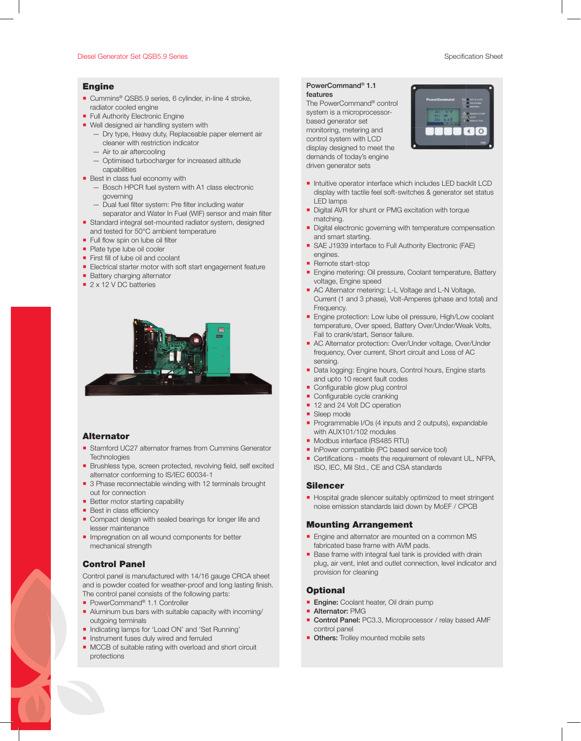## Engine

- Cummins® QSB5.9 series, 6 cylinder, in-line 4 stroke, radiator cooled engine
- Full Authority Electronic Engine
- Well designed air handling system with
  - Dry type, Heavy duty, Replaceable paper element air cleaner with restriction indicator
  - Air to air aftercooling
  - Optimised turbocharger for increased altitude capabilities
- Best in class fuel economy with
  - Bosch HPCR fuel system with A1 class electronic governing
  - Dual fuel filter system: Pre filter including water separator and Water In Fuel (WIF) sensor and main filter
- Standard integral set-mounted radiator system, designed and tested for 50°C ambient temperature
- Full flow spin on lube oil filter
- Plate type lube oil cooler
- First fill of lube oil and coolant
- Electrical starter motor with soft start engagement feature
- Battery charging alternator
- 2 x 12 V DC batteries

## Alternator

- Stamford UC27 alternator frames from Cummins Generator Technologies
- Brushless type, screen protected, revolving field, self excited alternator conforming to IS/IEC 60034-1
- 3 Phase reconnectable winding with 12 terminals brought out for connection
- Better motor starting capability
- Best in class efficiency
- Compact design with sealed bearings for longer life and lesser maintenance
- Impregnation on all wound components for better mechanical strength

## Control Panel

Control panel is manufactured with 14/16 gauge CRCA sheet and is powder coated for weather-proof and long lasting finish. The control panel consists of the following parts:

- PowerCommand® 1.1 Controller
- Aluminum bus bars with suitable capacity with incoming/ outgoing terminals
- Indicating lamps for 'Load ON' and 'Set Running'
- Instrument fuses duly wired and ferruled
- MCCB of suitable rating with overload and short circuit protections

### PowerCommand® 1.1 features

The PowerCommand® control system is a microprocessor-based generator set monitoring, metering and control system with LCD display designed to meet the demands of today's engine driven generator sets

- Intuitive operator interface which includes LED backlit LCD display with tactile feel soft-switches & generator set status LED lamps
- Digital AVR for shunt or PMG excitation with torque matching.
- Digital electronic governing with temperature compensation and smart starting.
- SAE J1939 interface to Full Authority Electronic (FAE) engines.
- Remote start-stop
- Engine metering: Oil pressure, Coolant temperature, Battery voltage, Engine speed
- AC Alternator metering: L-L Voltage and L-N Voltage, Current (1 and 3 phase), Volt-Amperes (phase and total) and Frequency.
- Engine protection: Low lube oil pressure, High/Low coolant temperature, Over speed, Battery Over/Under/Weak Volts, Fail to crank/start, Sensor failure.
- AC Alternator protection: Over/Under voltage, Over/Under frequency, Over current, Short circuit and Loss of AC sensing.
- Data logging: Engine hours, Control hours, Engine starts and upto 10 recent fault codes
- Configurable glow plug control
- Configurable cycle cranking
- 12 and 24 Volt DC operation
- Sleep mode
- Programmable I/Os (4 inputs and 2 outputs), expandable with AUX101/102 modules
- Modbus interface (RS485 RTU)
- InPower compatible (PC based service tool)
- Certifications - meets the requirement of relevant UL, NFPA, ISO, IEC, Mil Std., CE and CSA standards

## Silencer

- Hospital grade silencer suitably optimized to meet stringent noise emission standards laid down by MoEF / CPCB

## Mounting Arrangement

- Engine and alternator are mounted on a common MS fabricated base frame with AVM pads.
- Base frame with integral fuel tank is provided with drain plug, air vent, inlet and outlet connection, level indicator and provision for cleaning

## Optional

- **Engine:** Coolant heater, Oil drain pump
- **Alternator:** PMG
- **Control Panel:** PC3.3, Microprocessor / relay based AMF control panel
- **Others:** Trolley mounted mobile sets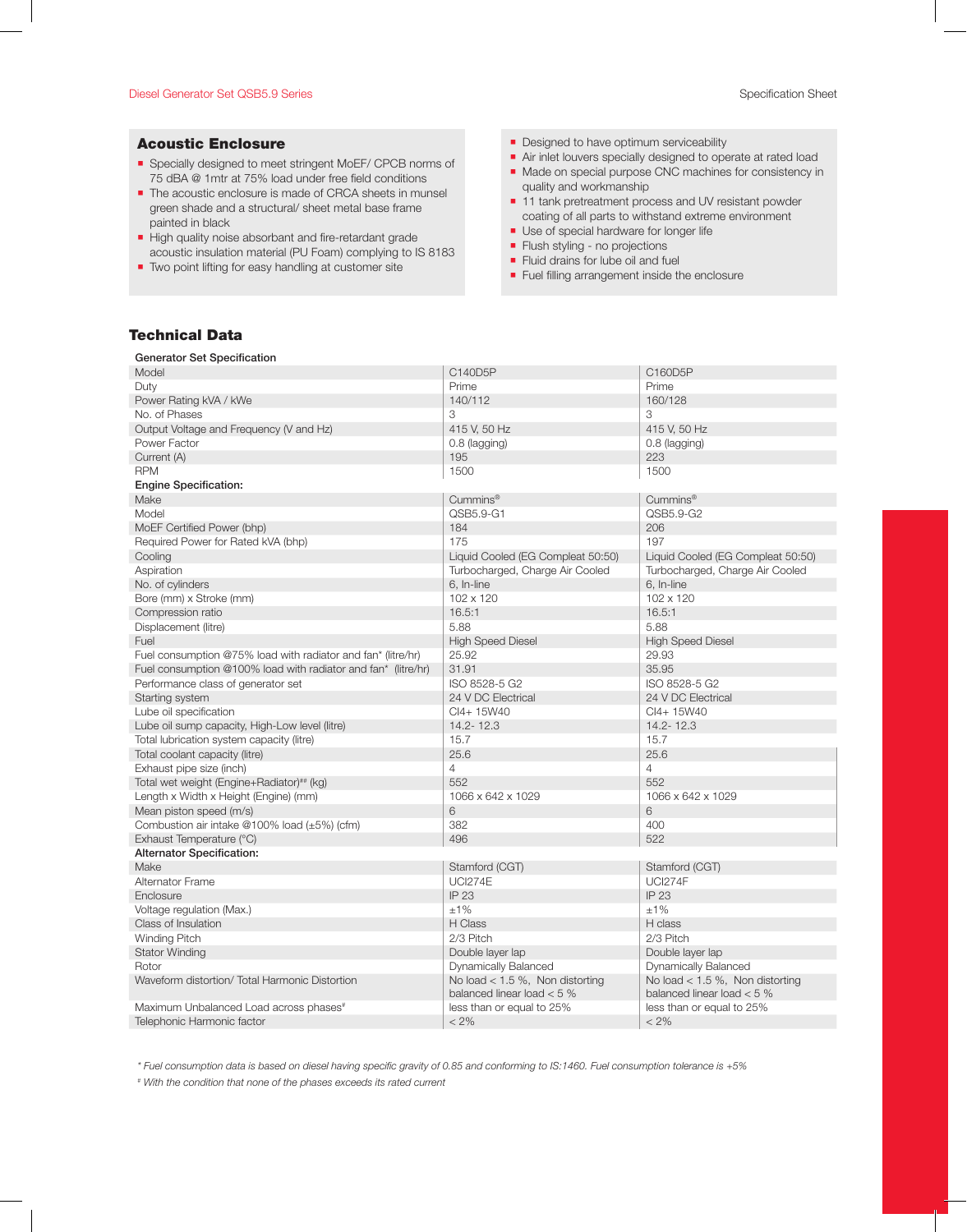## Acoustic Enclosure

- Specially designed to meet stringent MoEF/ CPCB norms of 75 dBA @ 1mtr at 75% load under free field conditions
- The acoustic enclosure is made of CRCA sheets in munsel green shade and a structural/ sheet metal base frame painted in black
- High quality noise absorbant and fire-retardant grade acoustic insulation material (PU Foam) complying to IS 8183
- Two point lifting for easy handling at customer site
- Designed to have optimum serviceability
- Air inlet louvers specially designed to operate at rated load
- Made on special purpose CNC machines for consistency in quality and workmanship
- 11 tank pretreatment process and UV resistant powder coating of all parts to withstand extreme environment
- Use of special hardware for longer life
- Flush styling - no projections
- Fluid drains for lube oil and fuel
- Fuel filling arrangement inside the enclosure

## Technical Data

| Generator Set Specification | | |
|---|---|---|
| Model | C140D5P | C160D5P |
| Duty | Prime | Prime |
| Power Rating kVA / kWe | 140/112 | 160/128 |
| No. of Phases | 3 | 3 |
| Output Voltage and Frequency (V and Hz) | 415 V, 50 Hz | 415 V, 50 Hz |
| Power Factor | 0.8 (lagging) | 0.8 (lagging) |
| Current (A) | 195 | 223 |
| RPM | 1500 | 1500 |
| **Engine Specification:** | | |
| Make | Cummins® | Cummins® |
| Model | QSB5.9-G1 | QSB5.9-G2 |
| MoEF Certified Power (bhp) | 184 | 206 |
| Required Power for Rated kVA (bhp) | 175 | 197 |
| Cooling | Liquid Cooled (EG Compleat 50:50) | Liquid Cooled (EG Compleat 50:50) |
| Aspiration | Turbocharged, Charge Air Cooled | Turbocharged, Charge Air Cooled |
| No. of cylinders | 6, In-line | 6, In-line |
| Bore (mm) x Stroke (mm) | 102 x 120 | 102 x 120 |
| Compression ratio | 16.5:1 | 16.5:1 |
| Displacement (litre) | 5.88 | 5.88 |
| Fuel | High Speed Diesel | High Speed Diesel |
| Fuel consumption @75% load with radiator and fan* (litre/hr) | 25.92 | 29.93 |
| Fuel consumption @100% load with radiator and fan* (litre/hr) | 31.91 | 35.95 |
| Performance class of generator set | ISO 8528-5 G2 | ISO 8528-5 G2 |
| Starting system | 24 V DC Electrical | 24 V DC Electrical |
| Lube oil specification | CI4+ 15W40 | CI4+ 15W40 |
| Lube oil sump capacity, High-Low level (litre) | 14.2- 12.3 | 14.2- 12.3 |
| Total lubrication system capacity (litre) | 15.7 | 15.7 |
| Total coolant capacity (litre) | 25.6 | 25.6 |
| Exhaust pipe size (inch) | 4 | 4 |
| Total wet weight (Engine+Radiator)## (kg) | 552 | 552 |
| Length x Width x Height (Engine) (mm) | 1066 x 642 x 1029 | 1066 x 642 x 1029 |
| Mean piston speed (m/s) | 6 | 6 |
| Combustion air intake @100% load (±5%) (cfm) | 382 | 400 |
| Exhaust Temperature (°C) | 496 | 522 |
| **Alternator Specification:** | | |
| Make | Stamford (CGT) | Stamford (CGT) |
| Alternator Frame | UCI274E | UCI274F |
| Enclosure | IP 23 | IP 23 |
| Voltage regulation (Max.) | ±1% | ±1% |
| Class of Insulation | H Class | H class |
| Winding Pitch | 2/3 Pitch | 2/3 Pitch |
| Stator Winding | Double layer lap | Double layer lap |
| Rotor | Dynamically Balanced | Dynamically Balanced |
| Waveform distortion/ Total Harmonic Distortion | No load < 1.5 %, Non distorting balanced linear load < 5 % | No load < 1.5 %, Non distorting balanced linear load < 5 % |
| Maximum Unbalanced Load across phases# | less than or equal to 25% | less than or equal to 25% |
| Telephonic Harmonic factor | < 2% | < 2% |

*\* Fuel consumption data is based on diesel having specific gravity of 0.85 and conforming to IS:1460. Fuel consumption tolerance is +5%*

*# With the condition that none of the phases exceeds its rated current*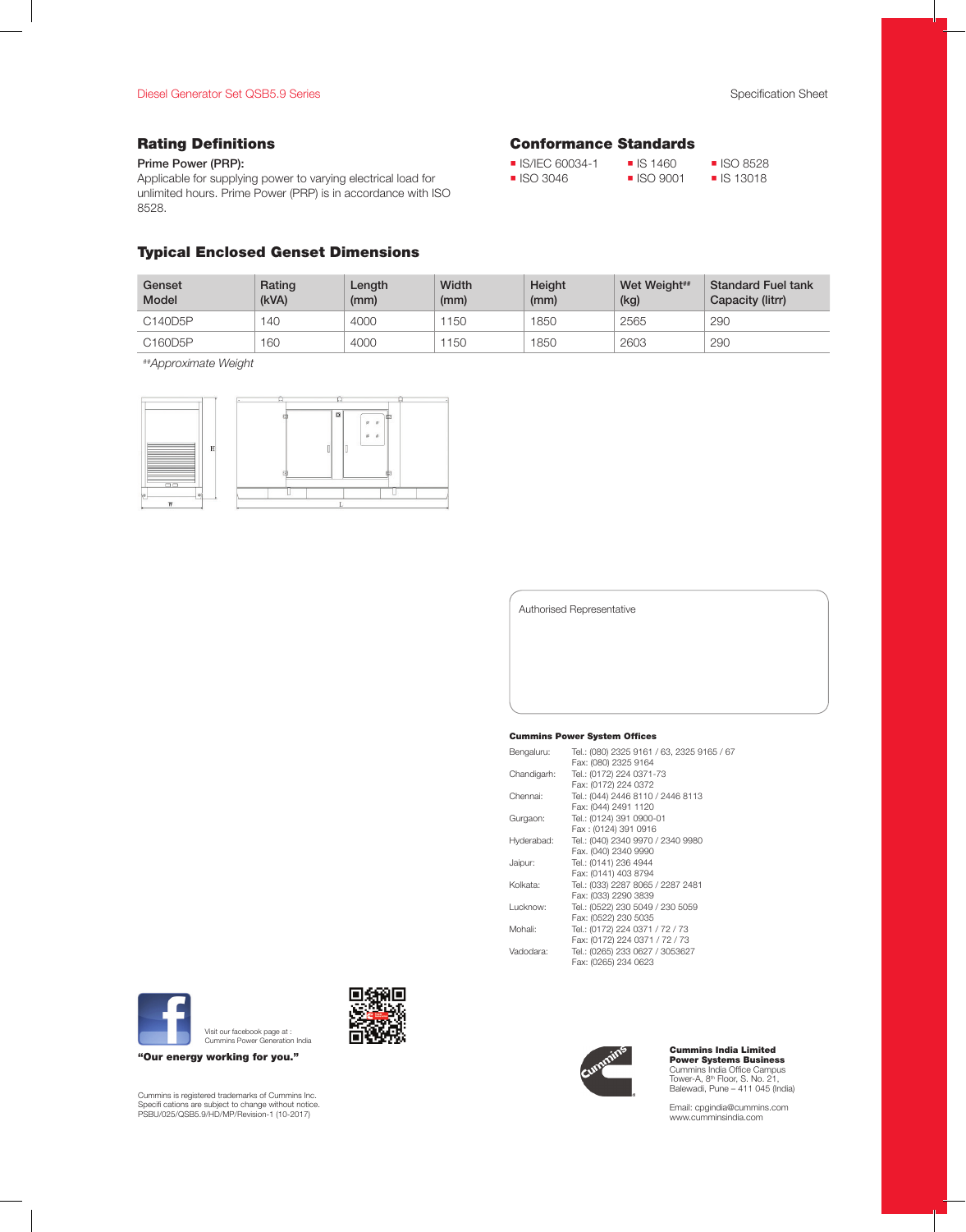## Rating Definitions

**Prime Power (PRP):**
Applicable for supplying power to varying electrical load for unlimited hours. Prime Power (PRP) is in accordance with ISO 8528.

## Conformance Standards

- IS/IEC 60034-1
- ISO 3046
- IS 1460
- ISO 9001
- ISO 8528
- IS 13018

## Typical Enclosed Genset Dimensions

| Genset Model | Rating (kVA) | Length (mm) | Width (mm) | Height (mm) | Wet Weight## (kg) | Standard Fuel tank Capacity (litrr) |
|---|---|---|---|---|---|---|
| C140D5P | 140 | 4000 | 1150 | 1850 | 2565 | 290 |
| C160D5P | 160 | 4000 | 1150 | 1850 | 2603 | 290 |

*##Approximate Weight*

H

W

L

Authorised Representative

**Cummins Power System Offices**

Bengaluru: Tel.: (080) 2325 9161 / 63, 2325 9165 / 67
Fax: (080) 2325 9164

Chandigarh: Tel.: (0172) 224 0371-73
Fax: (0172) 224 0372

Chennai: Tel.: (044) 2446 8110 / 2446 8113
Fax: (044) 2491 1120

Gurgaon: Tel.: (0124) 391 0900-01
Fax : (0124) 391 0916

Hyderabad: Tel.: (040) 2340 9970 / 2340 9980
Fax. (040) 2340 9990

Jaipur: Tel.: (0141) 236 4944
Fax: (0141) 403 8794

Kolkata: Tel.: (033) 2287 8065 / 2287 2481
Fax: (033) 2290 3839

Lucknow: Tel.: (0522) 230 5049 / 230 5059
Fax: (0522) 230 5035

Mohali: Tel.: (0172) 224 0371 / 72 / 73
Fax: (0172) 224 0371 / 72 / 73

Vadodara: Tel.: (0265) 233 0627 / 3053627
Fax: (0265) 234 0623

Visit our facebook page at :
Cummins Power Generation India

**"Our energy working for you."**

Cummins is registered trademarks of Cummins Inc.
Specifi cations are subject to change without notice.
PSBU/025/QSB5.9/HD/MP/Revision-1 (10-2017)

**Cummins India Limited**
**Power Systems Business**
Cummins India Office Campus
Tower-A, 8th Floor, S. No. 21,
Balewadi, Pune – 411 045 (India)

Email: cpgindia@cummins.com
www.cumminsindia.com